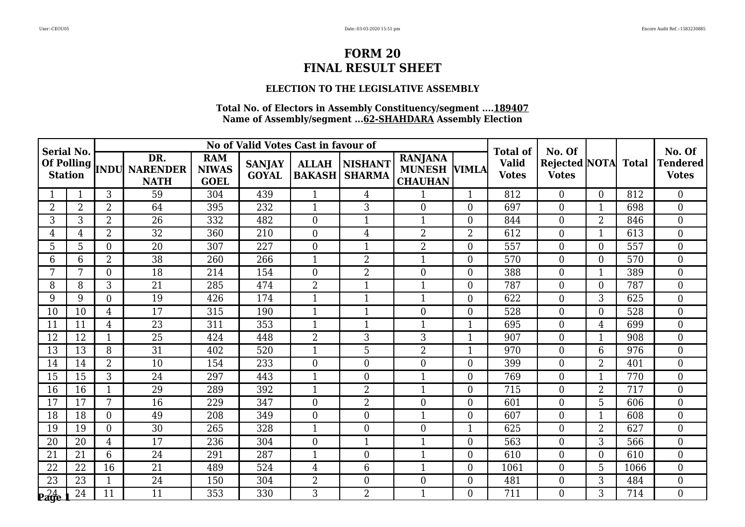# FORM 20
# FINAL RESULT SHEET

### ELECTION TO THE LEGISLATIVE ASSEMBLY

**Total No. of Electors in Assembly Constituency/segment ....189407**
**Name of Assembly/segment ...62-SHAHDARA Assembly Election**

| Serial No. Of Polling Station | | No of Valid Votes Cast in favour of | | | | | | | | Total of Valid Votes | No. Of Rejected Votes | NOTA | Total | No. Of Tendered Votes |
|---|---|---|---|---|---|---|---|---|---|---|---|---|---|---|
| | | INDU | DR. NARENDER NATH | RAM NIWAS GOEL | SANJAY GOYAL | ALLAH BAKASH | NISHANT SHARMA | RANJANA MUNESH CHAUHAN | VIMLA | | | | | |
| 1 | 1 | 3 | 59 | 304 | 439 | 1 | 4 | 1 | 1 | 812 | 0 | 0 | 812 | 0 |
| 2 | 2 | 2 | 64 | 395 | 232 | 1 | 3 | 0 | 0 | 697 | 0 | 1 | 698 | 0 |
| 3 | 3 | 2 | 26 | 332 | 482 | 0 | 1 | 1 | 0 | 844 | 0 | 2 | 846 | 0 |
| 4 | 4 | 2 | 32 | 360 | 210 | 0 | 4 | 2 | 2 | 612 | 0 | 1 | 613 | 0 |
| 5 | 5 | 0 | 20 | 307 | 227 | 0 | 1 | 2 | 0 | 557 | 0 | 0 | 557 | 0 |
| 6 | 6 | 2 | 38 | 260 | 266 | 1 | 2 | 1 | 0 | 570 | 0 | 0 | 570 | 0 |
| 7 | 7 | 0 | 18 | 214 | 154 | 0 | 2 | 0 | 0 | 388 | 0 | 1 | 389 | 0 |
| 8 | 8 | 3 | 21 | 285 | 474 | 2 | 1 | 1 | 0 | 787 | 0 | 0 | 787 | 0 |
| 9 | 9 | 0 | 19 | 426 | 174 | 1 | 1 | 1 | 0 | 622 | 0 | 3 | 625 | 0 |
| 10 | 10 | 4 | 17 | 315 | 190 | 1 | 1 | 0 | 0 | 528 | 0 | 0 | 528 | 0 |
| 11 | 11 | 4 | 23 | 311 | 353 | 1 | 1 | 1 | 1 | 695 | 0 | 4 | 699 | 0 |
| 12 | 12 | 1 | 25 | 424 | 448 | 2 | 3 | 3 | 1 | 907 | 0 | 1 | 908 | 0 |
| 13 | 13 | 8 | 31 | 402 | 520 | 1 | 5 | 2 | 1 | 970 | 0 | 6 | 976 | 0 |
| 14 | 14 | 2 | 10 | 154 | 233 | 0 | 0 | 0 | 0 | 399 | 0 | 2 | 401 | 0 |
| 15 | 15 | 3 | 24 | 297 | 443 | 1 | 0 | 1 | 0 | 769 | 0 | 1 | 770 | 0 |
| 16 | 16 | 1 | 29 | 289 | 392 | 1 | 2 | 1 | 0 | 715 | 0 | 2 | 717 | 0 |
| 17 | 17 | 7 | 16 | 229 | 347 | 0 | 2 | 0 | 0 | 601 | 0 | 5 | 606 | 0 |
| 18 | 18 | 0 | 49 | 208 | 349 | 0 | 0 | 1 | 0 | 607 | 0 | 1 | 608 | 0 |
| 19 | 19 | 0 | 30 | 265 | 328 | 1 | 0 | 0 | 1 | 625 | 0 | 2 | 627 | 0 |
| 20 | 20 | 4 | 17 | 236 | 304 | 0 | 1 | 1 | 0 | 563 | 0 | 3 | 566 | 0 |
| 21 | 21 | 6 | 24 | 291 | 287 | 1 | 0 | 1 | 0 | 610 | 0 | 0 | 610 | 0 |
| 22 | 22 | 16 | 21 | 489 | 524 | 4 | 6 | 1 | 0 | 1061 | 0 | 5 | 1066 | 0 |
| 23 | 23 | 1 | 24 | 150 | 304 | 2 | 0 | 0 | 0 | 481 | 0 | 3 | 484 | 0 |
| 24 | 24 | 11 | 11 | 353 | 330 | 3 | 2 | 1 | 0 | 711 | 0 | 3 | 714 | 0 |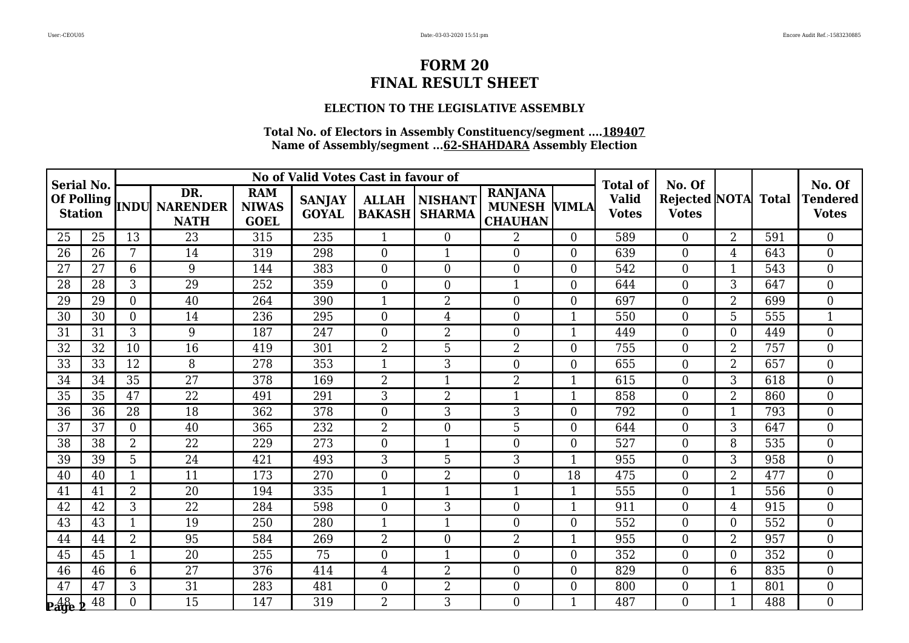# FORM 20
# FINAL RESULT SHEET

### ELECTION TO THE LEGISLATIVE ASSEMBLY

**Total No. of Electors in Assembly Constituency/segment ....189407**
**Name of Assembly/segment ...62-SHAHDARA Assembly Election**

| Serial No. Of Polling Station | | No of Valid Votes Cast in favour of | | | | | | | | Total of Valid Votes | No. Of Rejected Votes | NOTA | Total | No. Of Tendered Votes |
|---|---|---|---|---|---|---|---|---|---|---|---|---|---|---|
| | | INDU | DR. NARENDER NATH | RAM NIWAS GOEL | SANJAY GOYAL | ALLAH BAKASH | NISHANT SHARMA | RANJANA MUNESH CHAUHAN | VIMLA | | | | | |
| 25 | 25 | 13 | 23 | 315 | 235 | 1 | 0 | 2 | 0 | 589 | 0 | 2 | 591 | 0 |
| 26 | 26 | 7 | 14 | 319 | 298 | 0 | 1 | 0 | 0 | 639 | 0 | 4 | 643 | 0 |
| 27 | 27 | 6 | 9 | 144 | 383 | 0 | 0 | 0 | 0 | 542 | 0 | 1 | 543 | 0 |
| 28 | 28 | 3 | 29 | 252 | 359 | 0 | 0 | 1 | 0 | 644 | 0 | 3 | 647 | 0 |
| 29 | 29 | 0 | 40 | 264 | 390 | 1 | 2 | 0 | 0 | 697 | 0 | 2 | 699 | 0 |
| 30 | 30 | 0 | 14 | 236 | 295 | 0 | 4 | 0 | 1 | 550 | 0 | 5 | 555 | 1 |
| 31 | 31 | 3 | 9 | 187 | 247 | 0 | 2 | 0 | 1 | 449 | 0 | 0 | 449 | 0 |
| 32 | 32 | 10 | 16 | 419 | 301 | 2 | 5 | 2 | 0 | 755 | 0 | 2 | 757 | 0 |
| 33 | 33 | 12 | 8 | 278 | 353 | 1 | 3 | 0 | 0 | 655 | 0 | 2 | 657 | 0 |
| 34 | 34 | 35 | 27 | 378 | 169 | 2 | 1 | 2 | 1 | 615 | 0 | 3 | 618 | 0 |
| 35 | 35 | 47 | 22 | 491 | 291 | 3 | 2 | 1 | 1 | 858 | 0 | 2 | 860 | 0 |
| 36 | 36 | 28 | 18 | 362 | 378 | 0 | 3 | 3 | 0 | 792 | 0 | 1 | 793 | 0 |
| 37 | 37 | 0 | 40 | 365 | 232 | 2 | 0 | 5 | 0 | 644 | 0 | 3 | 647 | 0 |
| 38 | 38 | 2 | 22 | 229 | 273 | 0 | 1 | 0 | 0 | 527 | 0 | 8 | 535 | 0 |
| 39 | 39 | 5 | 24 | 421 | 493 | 3 | 5 | 3 | 1 | 955 | 0 | 3 | 958 | 0 |
| 40 | 40 | 1 | 11 | 173 | 270 | 0 | 2 | 0 | 18 | 475 | 0 | 2 | 477 | 0 |
| 41 | 41 | 2 | 20 | 194 | 335 | 1 | 1 | 1 | 1 | 555 | 0 | 1 | 556 | 0 |
| 42 | 42 | 3 | 22 | 284 | 598 | 0 | 3 | 0 | 1 | 911 | 0 | 4 | 915 | 0 |
| 43 | 43 | 1 | 19 | 250 | 280 | 1 | 1 | 0 | 0 | 552 | 0 | 0 | 552 | 0 |
| 44 | 44 | 2 | 95 | 584 | 269 | 2 | 0 | 2 | 1 | 955 | 0 | 2 | 957 | 0 |
| 45 | 45 | 1 | 20 | 255 | 75 | 0 | 1 | 0 | 0 | 352 | 0 | 0 | 352 | 0 |
| 46 | 46 | 6 | 27 | 376 | 414 | 4 | 2 | 0 | 0 | 829 | 0 | 6 | 835 | 0 |
| 47 | 47 | 3 | 31 | 283 | 481 | 0 | 2 | 0 | 0 | 800 | 0 | 1 | 801 | 0 |
| 48 | 48 | 0 | 15 | 147 | 319 | 2 | 3 | 0 | 1 | 487 | 0 | 1 | 488 | 0 |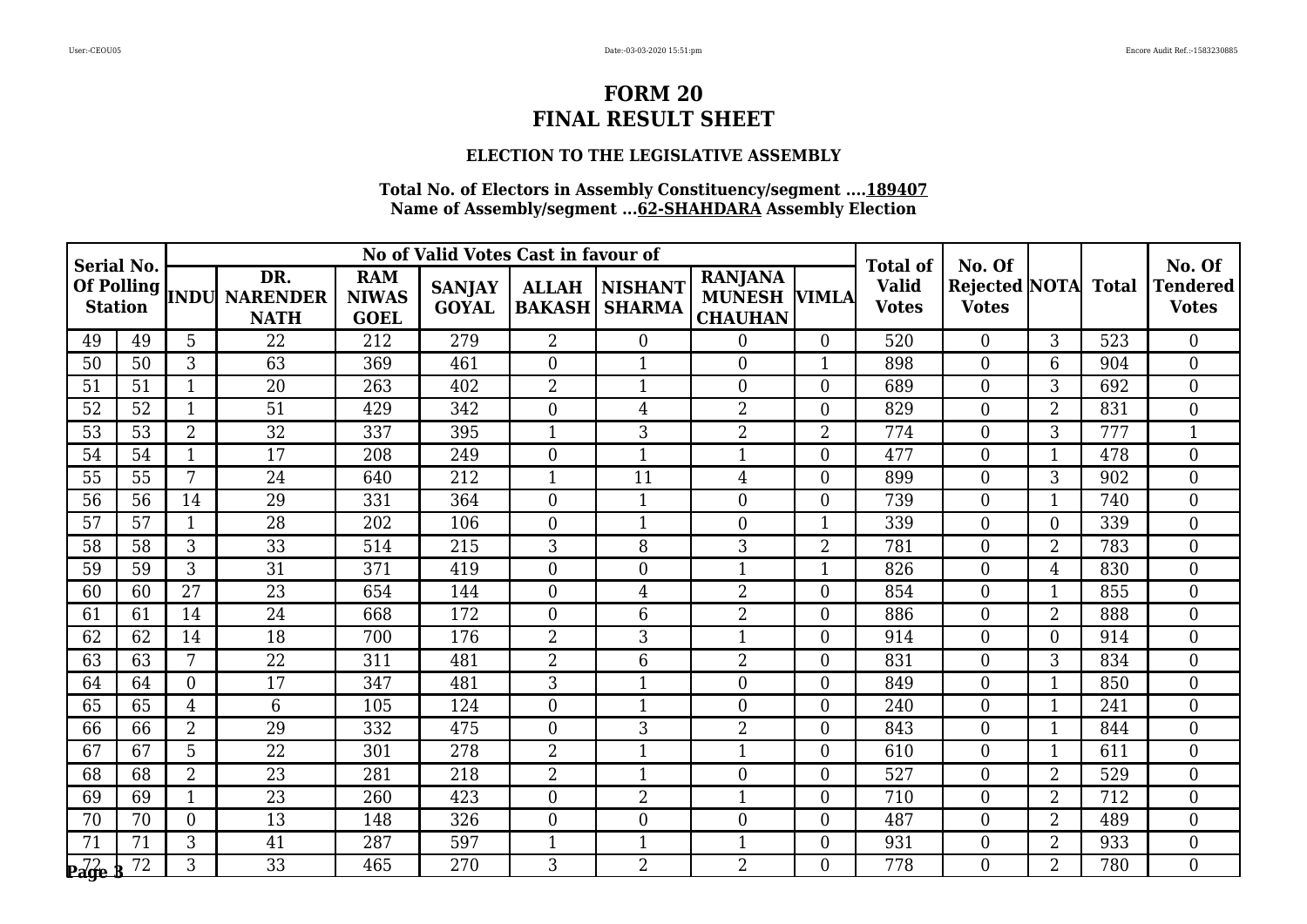# FORM 20
# FINAL RESULT SHEET

### ELECTION TO THE LEGISLATIVE ASSEMBLY

**Total No. of Electors in Assembly Constituency/segment ....189407**
**Name of Assembly/segment ...62-SHAHDARA Assembly Election**

| Serial No. Of Polling Station | | No of Valid Votes Cast in favour of | | | | | | | | Total of Valid Votes | No. Of Rejected Votes | NOTA | Total | No. Of Tendered Votes |
|---|---|---|---|---|---|---|---|---|---|---|---|---|---|---|
| | | INDU | DR. NARENDER NATH | RAM NIWAS GOEL | SANJAY GOYAL | ALLAH BAKASH | NISHANT SHARMA | RANJANA MUNESH CHAUHAN | VIMLA | | | | | |
| 49 | 49 | 5 | 22 | 212 | 279 | 2 | 0 | 0 | 0 | 520 | 0 | 3 | 523 | 0 |
| 50 | 50 | 3 | 63 | 369 | 461 | 0 | 1 | 0 | 1 | 898 | 0 | 6 | 904 | 0 |
| 51 | 51 | 1 | 20 | 263 | 402 | 2 | 1 | 0 | 0 | 689 | 0 | 3 | 692 | 0 |
| 52 | 52 | 1 | 51 | 429 | 342 | 0 | 4 | 2 | 0 | 829 | 0 | 2 | 831 | 0 |
| 53 | 53 | 2 | 32 | 337 | 395 | 1 | 3 | 2 | 2 | 774 | 0 | 3 | 777 | 1 |
| 54 | 54 | 1 | 17 | 208 | 249 | 0 | 1 | 1 | 0 | 477 | 0 | 1 | 478 | 0 |
| 55 | 55 | 7 | 24 | 640 | 212 | 1 | 11 | 4 | 0 | 899 | 0 | 3 | 902 | 0 |
| 56 | 56 | 14 | 29 | 331 | 364 | 0 | 1 | 0 | 0 | 739 | 0 | 1 | 740 | 0 |
| 57 | 57 | 1 | 28 | 202 | 106 | 0 | 1 | 0 | 1 | 339 | 0 | 0 | 339 | 0 |
| 58 | 58 | 3 | 33 | 514 | 215 | 3 | 8 | 3 | 2 | 781 | 0 | 2 | 783 | 0 |
| 59 | 59 | 3 | 31 | 371 | 419 | 0 | 0 | 1 | 1 | 826 | 0 | 4 | 830 | 0 |
| 60 | 60 | 27 | 23 | 654 | 144 | 0 | 4 | 2 | 0 | 854 | 0 | 1 | 855 | 0 |
| 61 | 61 | 14 | 24 | 668 | 172 | 0 | 6 | 2 | 0 | 886 | 0 | 2 | 888 | 0 |
| 62 | 62 | 14 | 18 | 700 | 176 | 2 | 3 | 1 | 0 | 914 | 0 | 0 | 914 | 0 |
| 63 | 63 | 7 | 22 | 311 | 481 | 2 | 6 | 2 | 0 | 831 | 0 | 3 | 834 | 0 |
| 64 | 64 | 0 | 17 | 347 | 481 | 3 | 1 | 0 | 0 | 849 | 0 | 1 | 850 | 0 |
| 65 | 65 | 4 | 6 | 105 | 124 | 0 | 1 | 0 | 0 | 240 | 0 | 1 | 241 | 0 |
| 66 | 66 | 2 | 29 | 332 | 475 | 0 | 3 | 2 | 0 | 843 | 0 | 1 | 844 | 0 |
| 67 | 67 | 5 | 22 | 301 | 278 | 2 | 1 | 1 | 0 | 610 | 0 | 1 | 611 | 0 |
| 68 | 68 | 2 | 23 | 281 | 218 | 2 | 1 | 0 | 0 | 527 | 0 | 2 | 529 | 0 |
| 69 | 69 | 1 | 23 | 260 | 423 | 0 | 2 | 1 | 0 | 710 | 0 | 2 | 712 | 0 |
| 70 | 70 | 0 | 13 | 148 | 326 | 0 | 0 | 0 | 0 | 487 | 0 | 2 | 489 | 0 |
| 71 | 71 | 3 | 41 | 287 | 597 | 1 | 1 | 1 | 0 | 931 | 0 | 2 | 933 | 0 |
| 72 | 72 | 3 | 33 | 465 | 270 | 3 | 2 | 2 | 0 | 778 | 0 | 2 | 780 | 0 |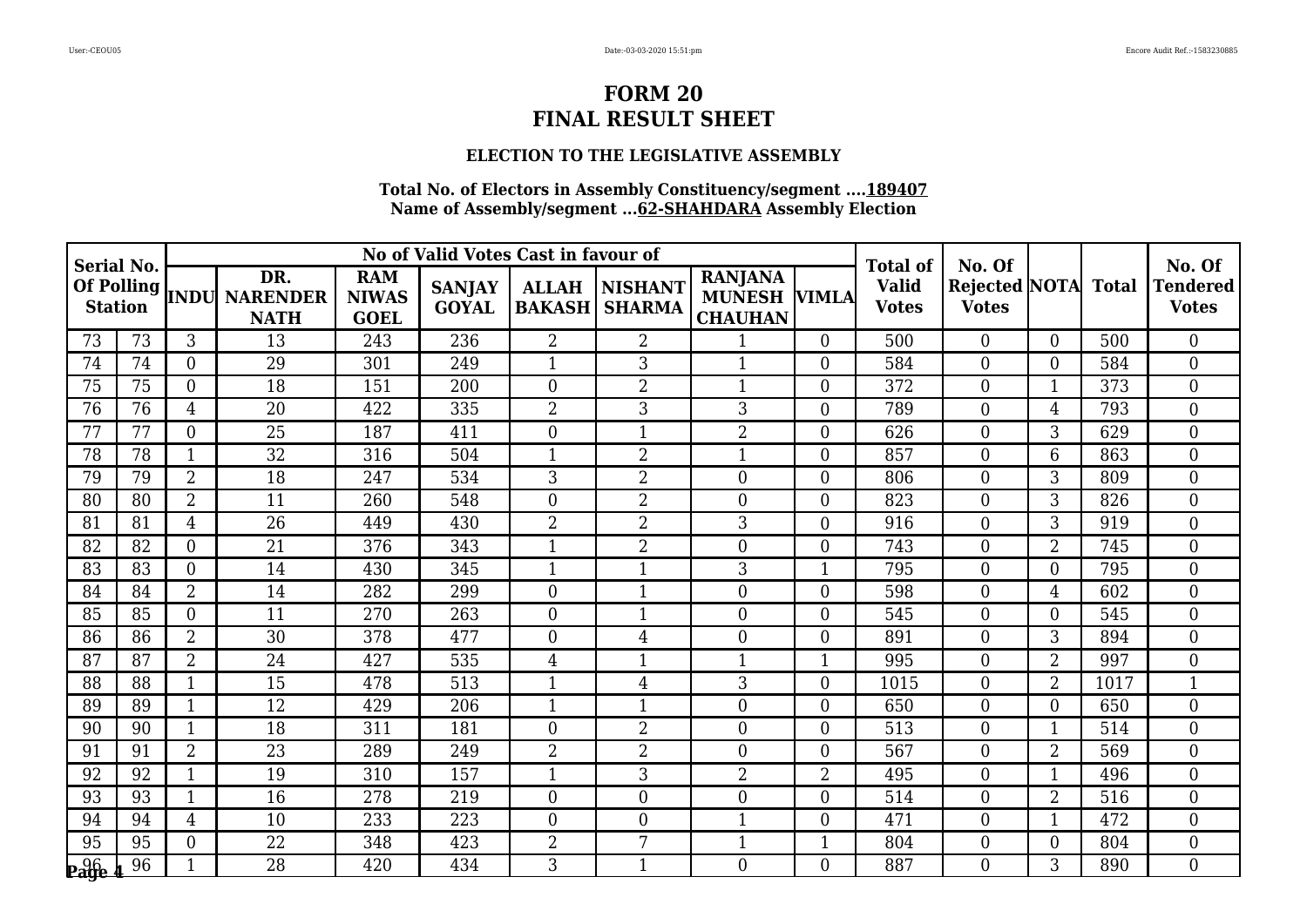# FORM 20
# FINAL RESULT SHEET

### ELECTION TO THE LEGISLATIVE ASSEMBLY

**Total No. of Electors in Assembly Constituency/segment ....189407**
**Name of Assembly/segment ...62-SHAHDARA Assembly Election**

| Serial No. Of Polling Station | | No of Valid Votes Cast in favour of | | | | | | | | Total of Valid Votes | No. Of Rejected Votes | NOTA | Total | No. Of Tendered Votes |
|---|---|---|---|---|---|---|---|---|---|---|---|---|---|---|
| | | INDU | DR. NARENDER NATH | RAM NIWAS GOEL | SANJAY GOYAL | ALLAH BAKASH | NISHANT SHARMA | RANJANA MUNESH CHAUHAN | VIMLA | | | | | |
| 73 | 73 | 3 | 13 | 243 | 236 | 2 | 2 | 1 | 0 | 500 | 0 | 0 | 500 | 0 |
| 74 | 74 | 0 | 29 | 301 | 249 | 1 | 3 | 1 | 0 | 584 | 0 | 0 | 584 | 0 |
| 75 | 75 | 0 | 18 | 151 | 200 | 0 | 2 | 1 | 0 | 372 | 0 | 1 | 373 | 0 |
| 76 | 76 | 4 | 20 | 422 | 335 | 2 | 3 | 3 | 0 | 789 | 0 | 4 | 793 | 0 |
| 77 | 77 | 0 | 25 | 187 | 411 | 0 | 1 | 2 | 0 | 626 | 0 | 3 | 629 | 0 |
| 78 | 78 | 1 | 32 | 316 | 504 | 1 | 2 | 1 | 0 | 857 | 0 | 6 | 863 | 0 |
| 79 | 79 | 2 | 18 | 247 | 534 | 3 | 2 | 0 | 0 | 806 | 0 | 3 | 809 | 0 |
| 80 | 80 | 2 | 11 | 260 | 548 | 0 | 2 | 0 | 0 | 823 | 0 | 3 | 826 | 0 |
| 81 | 81 | 4 | 26 | 449 | 430 | 2 | 2 | 3 | 0 | 916 | 0 | 3 | 919 | 0 |
| 82 | 82 | 0 | 21 | 376 | 343 | 1 | 2 | 0 | 0 | 743 | 0 | 2 | 745 | 0 |
| 83 | 83 | 0 | 14 | 430 | 345 | 1 | 1 | 3 | 1 | 795 | 0 | 0 | 795 | 0 |
| 84 | 84 | 2 | 14 | 282 | 299 | 0 | 1 | 0 | 0 | 598 | 0 | 4 | 602 | 0 |
| 85 | 85 | 0 | 11 | 270 | 263 | 0 | 1 | 0 | 0 | 545 | 0 | 0 | 545 | 0 |
| 86 | 86 | 2 | 30 | 378 | 477 | 0 | 4 | 0 | 0 | 891 | 0 | 3 | 894 | 0 |
| 87 | 87 | 2 | 24 | 427 | 535 | 4 | 1 | 1 | 1 | 995 | 0 | 2 | 997 | 0 |
| 88 | 88 | 1 | 15 | 478 | 513 | 1 | 4 | 3 | 0 | 1015 | 0 | 2 | 1017 | 1 |
| 89 | 89 | 1 | 12 | 429 | 206 | 1 | 1 | 0 | 0 | 650 | 0 | 0 | 650 | 0 |
| 90 | 90 | 1 | 18 | 311 | 181 | 0 | 2 | 0 | 0 | 513 | 0 | 1 | 514 | 0 |
| 91 | 91 | 2 | 23 | 289 | 249 | 2 | 2 | 0 | 0 | 567 | 0 | 2 | 569 | 0 |
| 92 | 92 | 1 | 19 | 310 | 157 | 1 | 3 | 2 | 2 | 495 | 0 | 1 | 496 | 0 |
| 93 | 93 | 1 | 16 | 278 | 219 | 0 | 0 | 0 | 0 | 514 | 0 | 2 | 516 | 0 |
| 94 | 94 | 4 | 10 | 233 | 223 | 0 | 0 | 1 | 0 | 471 | 0 | 1 | 472 | 0 |
| 95 | 95 | 0 | 22 | 348 | 423 | 2 | 7 | 1 | 1 | 804 | 0 | 0 | 804 | 0 |
| 96 | 96 | 1 | 28 | 420 | 434 | 3 | 1 | 0 | 0 | 887 | 0 | 3 | 890 | 0 |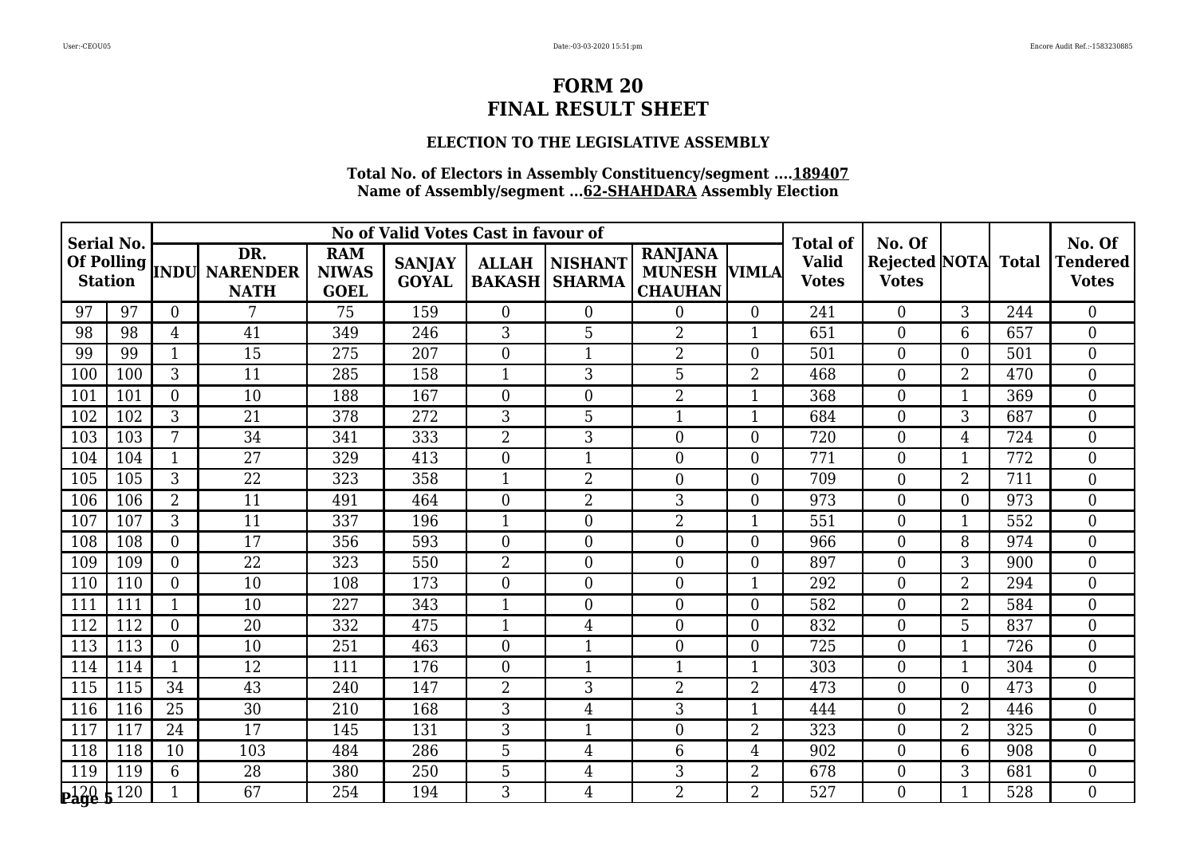# FORM 20
# FINAL RESULT SHEET

### ELECTION TO THE LEGISLATIVE ASSEMBLY

**Total No. of Electors in Assembly Constituency/segment ....189407**
**Name of Assembly/segment ...62-SHAHDARA Assembly Election**

| Serial No. Of Polling Station | | No of Valid Votes Cast in favour of | | | | | | | | Total of Valid Votes | No. Of Rejected Votes | NOTA | Total | No. Of Tendered Votes |
|---|---|---|---|---|---|---|---|---|---|---|---|---|---|---|
| | | INDU | DR. NARENDER NATH | RAM NIWAS GOEL | SANJAY GOYAL | ALLAH BAKASH | NISHANT SHARMA | RANJANA MUNESH CHAUHAN | VIMLA | | | | | |
| 97 | 97 | 0 | 7 | 75 | 159 | 0 | 0 | 0 | 0 | 241 | 0 | 3 | 244 | 0 |
| 98 | 98 | 4 | 41 | 349 | 246 | 3 | 5 | 2 | 1 | 651 | 0 | 6 | 657 | 0 |
| 99 | 99 | 1 | 15 | 275 | 207 | 0 | 1 | 2 | 0 | 501 | 0 | 0 | 501 | 0 |
| 100 | 100 | 3 | 11 | 285 | 158 | 1 | 3 | 5 | 2 | 468 | 0 | 2 | 470 | 0 |
| 101 | 101 | 0 | 10 | 188 | 167 | 0 | 0 | 2 | 1 | 368 | 0 | 1 | 369 | 0 |
| 102 | 102 | 3 | 21 | 378 | 272 | 3 | 5 | 1 | 1 | 684 | 0 | 3 | 687 | 0 |
| 103 | 103 | 7 | 34 | 341 | 333 | 2 | 3 | 0 | 0 | 720 | 0 | 4 | 724 | 0 |
| 104 | 104 | 1 | 27 | 329 | 413 | 0 | 1 | 0 | 0 | 771 | 0 | 1 | 772 | 0 |
| 105 | 105 | 3 | 22 | 323 | 358 | 1 | 2 | 0 | 0 | 709 | 0 | 2 | 711 | 0 |
| 106 | 106 | 2 | 11 | 491 | 464 | 0 | 2 | 3 | 0 | 973 | 0 | 0 | 973 | 0 |
| 107 | 107 | 3 | 11 | 337 | 196 | 1 | 0 | 2 | 1 | 551 | 0 | 1 | 552 | 0 |
| 108 | 108 | 0 | 17 | 356 | 593 | 0 | 0 | 0 | 0 | 966 | 0 | 8 | 974 | 0 |
| 109 | 109 | 0 | 22 | 323 | 550 | 2 | 0 | 0 | 0 | 897 | 0 | 3 | 900 | 0 |
| 110 | 110 | 0 | 10 | 108 | 173 | 0 | 0 | 0 | 1 | 292 | 0 | 2 | 294 | 0 |
| 111 | 111 | 1 | 10 | 227 | 343 | 1 | 0 | 0 | 0 | 582 | 0 | 2 | 584 | 0 |
| 112 | 112 | 0 | 20 | 332 | 475 | 1 | 4 | 0 | 0 | 832 | 0 | 5 | 837 | 0 |
| 113 | 113 | 0 | 10 | 251 | 463 | 0 | 1 | 0 | 0 | 725 | 0 | 1 | 726 | 0 |
| 114 | 114 | 1 | 12 | 111 | 176 | 0 | 1 | 1 | 1 | 303 | 0 | 1 | 304 | 0 |
| 115 | 115 | 34 | 43 | 240 | 147 | 2 | 3 | 2 | 2 | 473 | 0 | 0 | 473 | 0 |
| 116 | 116 | 25 | 30 | 210 | 168 | 3 | 4 | 3 | 1 | 444 | 0 | 2 | 446 | 0 |
| 117 | 117 | 24 | 17 | 145 | 131 | 3 | 1 | 0 | 2 | 323 | 0 | 2 | 325 | 0 |
| 118 | 118 | 10 | 103 | 484 | 286 | 5 | 4 | 6 | 4 | 902 | 0 | 6 | 908 | 0 |
| 119 | 119 | 6 | 28 | 380 | 250 | 5 | 4 | 3 | 2 | 678 | 0 | 3 | 681 | 0 |
| 120 | 120 | 1 | 67 | 254 | 194 | 3 | 4 | 2 | 2 | 527 | 0 | 1 | 528 | 0 |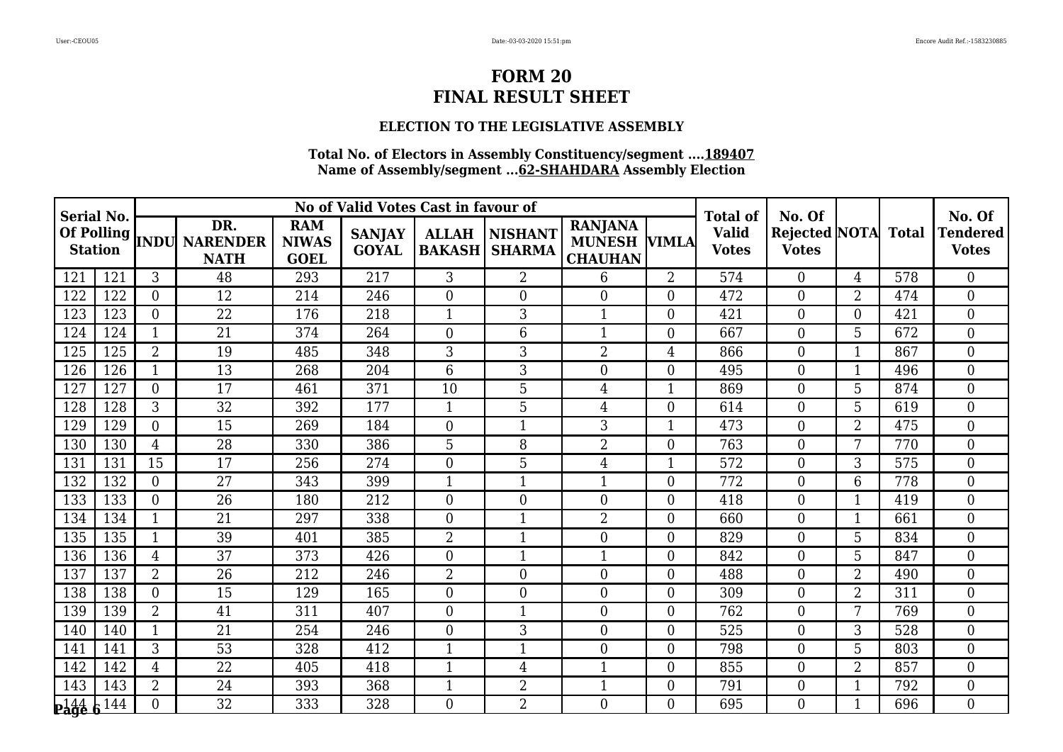# FORM 20
# FINAL RESULT SHEET

### ELECTION TO THE LEGISLATIVE ASSEMBLY

**Total No. of Electors in Assembly Constituency/segment ....189407**
**Name of Assembly/segment ...62-SHAHDARA Assembly Election**

| Serial No. Of Polling Station | | No of Valid Votes Cast in favour of | | | | | | | | Total of Valid Votes | No. Of Rejected Votes | NOTA | Total | No. Of Tendered Votes |
|---|---|---|---|---|---|---|---|---|---|---|---|---|---|---|
| | | INDU | DR. NARENDER NATH | RAM NIWAS GOEL | SANJAY GOYAL | ALLAH BAKASH | NISHANT SHARMA | RANJANA MUNESH CHAUHAN | VIMLA | | | | | |
| 121 | 121 | 3 | 48 | 293 | 217 | 3 | 2 | 6 | 2 | 574 | 0 | 4 | 578 | 0 |
| 122 | 122 | 0 | 12 | 214 | 246 | 0 | 0 | 0 | 0 | 472 | 0 | 2 | 474 | 0 |
| 123 | 123 | 0 | 22 | 176 | 218 | 1 | 3 | 1 | 0 | 421 | 0 | 0 | 421 | 0 |
| 124 | 124 | 1 | 21 | 374 | 264 | 0 | 6 | 1 | 0 | 667 | 0 | 5 | 672 | 0 |
| 125 | 125 | 2 | 19 | 485 | 348 | 3 | 3 | 2 | 4 | 866 | 0 | 1 | 867 | 0 |
| 126 | 126 | 1 | 13 | 268 | 204 | 6 | 3 | 0 | 0 | 495 | 0 | 1 | 496 | 0 |
| 127 | 127 | 0 | 17 | 461 | 371 | 10 | 5 | 4 | 1 | 869 | 0 | 5 | 874 | 0 |
| 128 | 128 | 3 | 32 | 392 | 177 | 1 | 5 | 4 | 0 | 614 | 0 | 5 | 619 | 0 |
| 129 | 129 | 0 | 15 | 269 | 184 | 0 | 1 | 3 | 1 | 473 | 0 | 2 | 475 | 0 |
| 130 | 130 | 4 | 28 | 330 | 386 | 5 | 8 | 2 | 0 | 763 | 0 | 7 | 770 | 0 |
| 131 | 131 | 15 | 17 | 256 | 274 | 0 | 5 | 4 | 1 | 572 | 0 | 3 | 575 | 0 |
| 132 | 132 | 0 | 27 | 343 | 399 | 1 | 1 | 1 | 0 | 772 | 0 | 6 | 778 | 0 |
| 133 | 133 | 0 | 26 | 180 | 212 | 0 | 0 | 0 | 0 | 418 | 0 | 1 | 419 | 0 |
| 134 | 134 | 1 | 21 | 297 | 338 | 0 | 1 | 2 | 0 | 660 | 0 | 1 | 661 | 0 |
| 135 | 135 | 1 | 39 | 401 | 385 | 2 | 1 | 0 | 0 | 829 | 0 | 5 | 834 | 0 |
| 136 | 136 | 4 | 37 | 373 | 426 | 0 | 1 | 1 | 0 | 842 | 0 | 5 | 847 | 0 |
| 137 | 137 | 2 | 26 | 212 | 246 | 2 | 0 | 0 | 0 | 488 | 0 | 2 | 490 | 0 |
| 138 | 138 | 0 | 15 | 129 | 165 | 0 | 0 | 0 | 0 | 309 | 0 | 2 | 311 | 0 |
| 139 | 139 | 2 | 41 | 311 | 407 | 0 | 1 | 0 | 0 | 762 | 0 | 7 | 769 | 0 |
| 140 | 140 | 1 | 21 | 254 | 246 | 0 | 3 | 0 | 0 | 525 | 0 | 3 | 528 | 0 |
| 141 | 141 | 3 | 53 | 328 | 412 | 1 | 1 | 0 | 0 | 798 | 0 | 5 | 803 | 0 |
| 142 | 142 | 4 | 22 | 405 | 418 | 1 | 4 | 1 | 0 | 855 | 0 | 2 | 857 | 0 |
| 143 | 143 | 2 | 24 | 393 | 368 | 1 | 2 | 1 | 0 | 791 | 0 | 1 | 792 | 0 |
| 144 | 144 | 0 | 32 | 333 | 328 | 0 | 2 | 0 | 0 | 695 | 0 | 1 | 696 | 0 |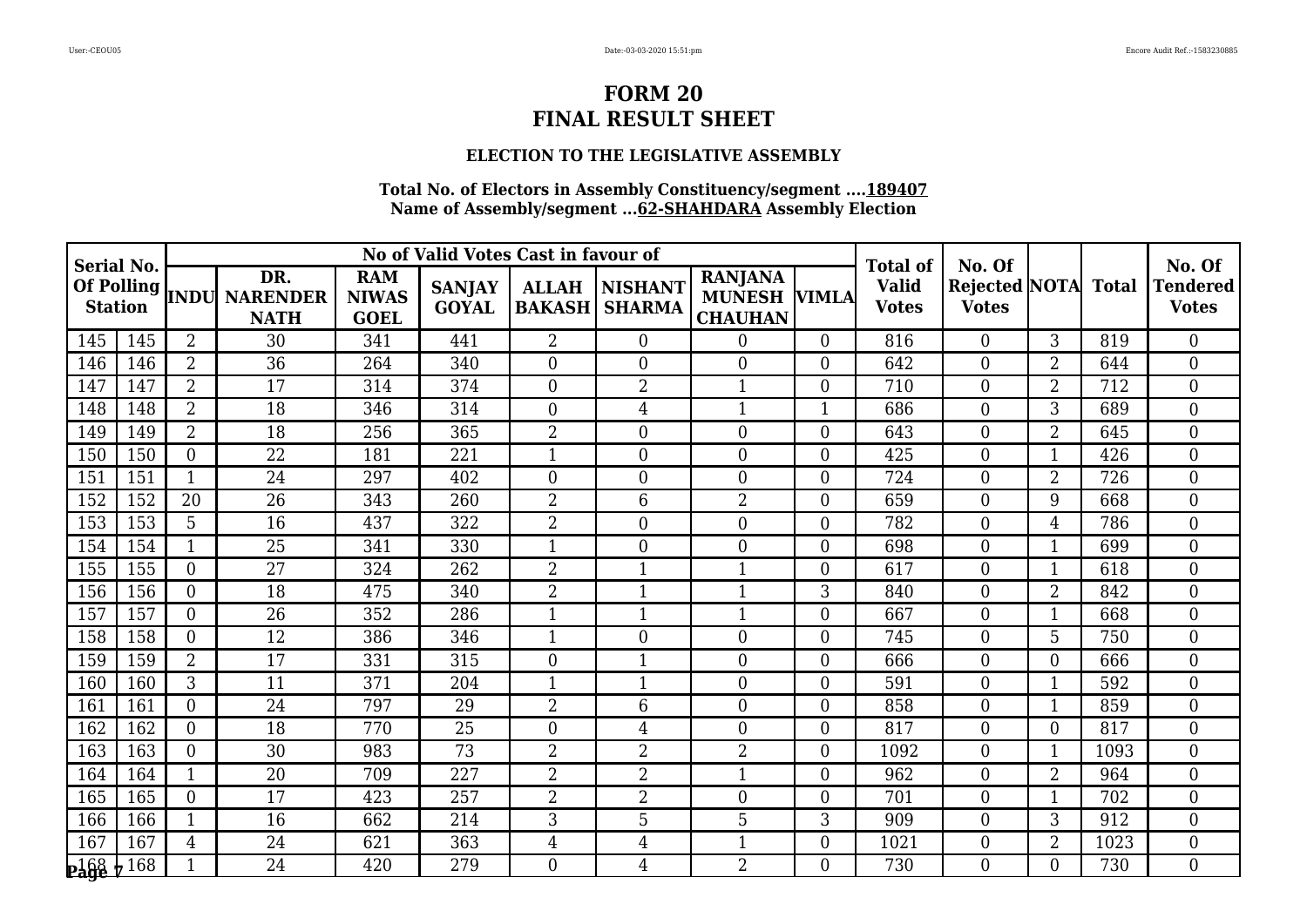# FORM 20
# FINAL RESULT SHEET

### ELECTION TO THE LEGISLATIVE ASSEMBLY

**Total No. of Electors in Assembly Constituency/segment ....189407**
**Name of Assembly/segment ...62-SHAHDARA Assembly Election**

| Serial No. Of Polling Station | | No of Valid Votes Cast in favour of | | | | | | | | Total of Valid Votes | No. Of Rejected Votes | NOTA | Total | No. Of Tendered Votes |
|---|---|---|---|---|---|---|---|---|---|---|---|---|---|---|
| | | INDU | DR. NARENDER NATH | RAM NIWAS GOEL | SANJAY GOYAL | ALLAH BAKASH | NISHANT SHARMA | RANJANA MUNESH CHAUHAN | VIMLA | | | | | |
| 145 | 145 | 2 | 30 | 341 | 441 | 2 | 0 | 0 | 0 | 816 | 0 | 3 | 819 | 0 |
| 146 | 146 | 2 | 36 | 264 | 340 | 0 | 0 | 0 | 0 | 642 | 0 | 2 | 644 | 0 |
| 147 | 147 | 2 | 17 | 314 | 374 | 0 | 2 | 1 | 0 | 710 | 0 | 2 | 712 | 0 |
| 148 | 148 | 2 | 18 | 346 | 314 | 0 | 4 | 1 | 1 | 686 | 0 | 3 | 689 | 0 |
| 149 | 149 | 2 | 18 | 256 | 365 | 2 | 0 | 0 | 0 | 643 | 0 | 2 | 645 | 0 |
| 150 | 150 | 0 | 22 | 181 | 221 | 1 | 0 | 0 | 0 | 425 | 0 | 1 | 426 | 0 |
| 151 | 151 | 1 | 24 | 297 | 402 | 0 | 0 | 0 | 0 | 724 | 0 | 2 | 726 | 0 |
| 152 | 152 | 20 | 26 | 343 | 260 | 2 | 6 | 2 | 0 | 659 | 0 | 9 | 668 | 0 |
| 153 | 153 | 5 | 16 | 437 | 322 | 2 | 0 | 0 | 0 | 782 | 0 | 4 | 786 | 0 |
| 154 | 154 | 1 | 25 | 341 | 330 | 1 | 0 | 0 | 0 | 698 | 0 | 1 | 699 | 0 |
| 155 | 155 | 0 | 27 | 324 | 262 | 2 | 1 | 1 | 0 | 617 | 0 | 1 | 618 | 0 |
| 156 | 156 | 0 | 18 | 475 | 340 | 2 | 1 | 1 | 3 | 840 | 0 | 2 | 842 | 0 |
| 157 | 157 | 0 | 26 | 352 | 286 | 1 | 1 | 1 | 0 | 667 | 0 | 1 | 668 | 0 |
| 158 | 158 | 0 | 12 | 386 | 346 | 1 | 0 | 0 | 0 | 745 | 0 | 5 | 750 | 0 |
| 159 | 159 | 2 | 17 | 331 | 315 | 0 | 1 | 0 | 0 | 666 | 0 | 0 | 666 | 0 |
| 160 | 160 | 3 | 11 | 371 | 204 | 1 | 1 | 0 | 0 | 591 | 0 | 1 | 592 | 0 |
| 161 | 161 | 0 | 24 | 797 | 29 | 2 | 6 | 0 | 0 | 858 | 0 | 1 | 859 | 0 |
| 162 | 162 | 0 | 18 | 770 | 25 | 0 | 4 | 0 | 0 | 817 | 0 | 0 | 817 | 0 |
| 163 | 163 | 0 | 30 | 983 | 73 | 2 | 2 | 2 | 0 | 1092 | 0 | 1 | 1093 | 0 |
| 164 | 164 | 1 | 20 | 709 | 227 | 2 | 2 | 1 | 0 | 962 | 0 | 2 | 964 | 0 |
| 165 | 165 | 0 | 17 | 423 | 257 | 2 | 2 | 0 | 0 | 701 | 0 | 1 | 702 | 0 |
| 166 | 166 | 1 | 16 | 662 | 214 | 3 | 5 | 5 | 3 | 909 | 0 | 3 | 912 | 0 |
| 167 | 167 | 4 | 24 | 621 | 363 | 4 | 4 | 1 | 0 | 1021 | 0 | 2 | 1023 | 0 |
| 168 | 168 | 1 | 24 | 420 | 279 | 0 | 4 | 2 | 0 | 730 | 0 | 0 | 730 | 0 |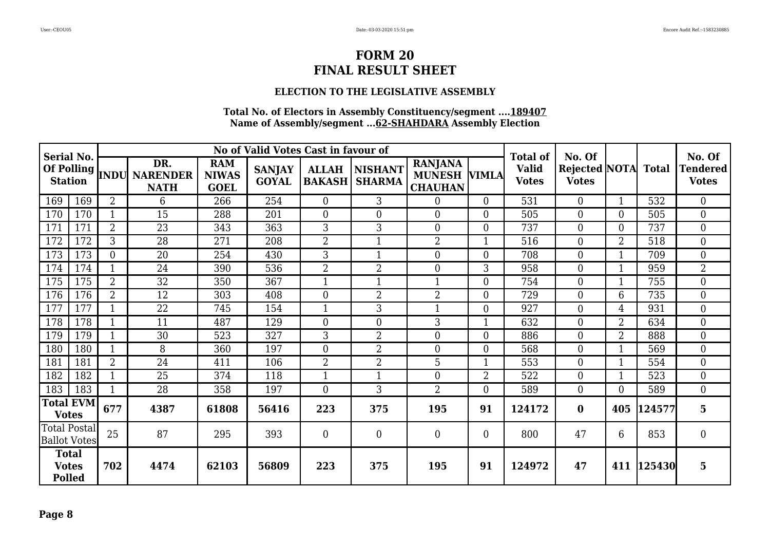# FORM 20
# FINAL RESULT SHEET

### ELECTION TO THE LEGISLATIVE ASSEMBLY

**Total No. of Electors in Assembly Constituency/segment ....189407**
**Name of Assembly/segment ...62-SHAHDARA Assembly Election**

| Serial No. Of Polling Station | | No of Valid Votes Cast in favour of | | | | | | | | Total of Valid Votes | No. Of Rejected Votes | NOTA | Total | No. Of Tendered Votes |
|---|---|---|---|---|---|---|---|---|---|---|---|---|---|---|
| | | INDU | DR. NARENDER NATH | RAM NIWAS GOEL | SANJAY GOYAL | ALLAH BAKASH | NISHANT SHARMA | RANJANA MUNESH CHAUHAN | VIMLA | | | | | |
| 169 | 169 | 2 | 6 | 266 | 254 | 0 | 3 | 0 | 0 | 531 | 0 | 1 | 532 | 0 |
| 170 | 170 | 1 | 15 | 288 | 201 | 0 | 0 | 0 | 0 | 505 | 0 | 0 | 505 | 0 |
| 171 | 171 | 2 | 23 | 343 | 363 | 3 | 3 | 0 | 0 | 737 | 0 | 0 | 737 | 0 |
| 172 | 172 | 3 | 28 | 271 | 208 | 2 | 1 | 2 | 1 | 516 | 0 | 2 | 518 | 0 |
| 173 | 173 | 0 | 20 | 254 | 430 | 3 | 1 | 0 | 0 | 708 | 0 | 1 | 709 | 0 |
| 174 | 174 | 1 | 24 | 390 | 536 | 2 | 2 | 0 | 3 | 958 | 0 | 1 | 959 | 2 |
| 175 | 175 | 2 | 32 | 350 | 367 | 1 | 1 | 1 | 0 | 754 | 0 | 1 | 755 | 0 |
| 176 | 176 | 2 | 12 | 303 | 408 | 0 | 2 | 2 | 0 | 729 | 0 | 6 | 735 | 0 |
| 177 | 177 | 1 | 22 | 745 | 154 | 1 | 3 | 1 | 0 | 927 | 0 | 4 | 931 | 0 |
| 178 | 178 | 1 | 11 | 487 | 129 | 0 | 0 | 3 | 1 | 632 | 0 | 2 | 634 | 0 |
| 179 | 179 | 1 | 30 | 523 | 327 | 3 | 2 | 0 | 0 | 886 | 0 | 2 | 888 | 0 |
| 180 | 180 | 1 | 8 | 360 | 197 | 0 | 2 | 0 | 0 | 568 | 0 | 1 | 569 | 0 |
| 181 | 181 | 2 | 24 | 411 | 106 | 2 | 2 | 5 | 1 | 553 | 0 | 1 | 554 | 0 |
| 182 | 182 | 1 | 25 | 374 | 118 | 1 | 1 | 0 | 2 | 522 | 0 | 1 | 523 | 0 |
| 183 | 183 | 1 | 28 | 358 | 197 | 0 | 3 | 2 | 0 | 589 | 0 | 0 | 589 | 0 |
| **Total EVM Votes** | | **677** | **4387** | **61808** | **56416** | **223** | **375** | **195** | **91** | **124172** | **0** | **405** | **124577** | **5** |
| Total Postal Ballot Votes | | 25 | 87 | 295 | 393 | 0 | 0 | 0 | 0 | 800 | 47 | 6 | 853 | 0 |
| **Total Votes Polled** | | **702** | **4474** | **62103** | **56809** | **223** | **375** | **195** | **91** | **124972** | **47** | **411** | **125430** | **5** |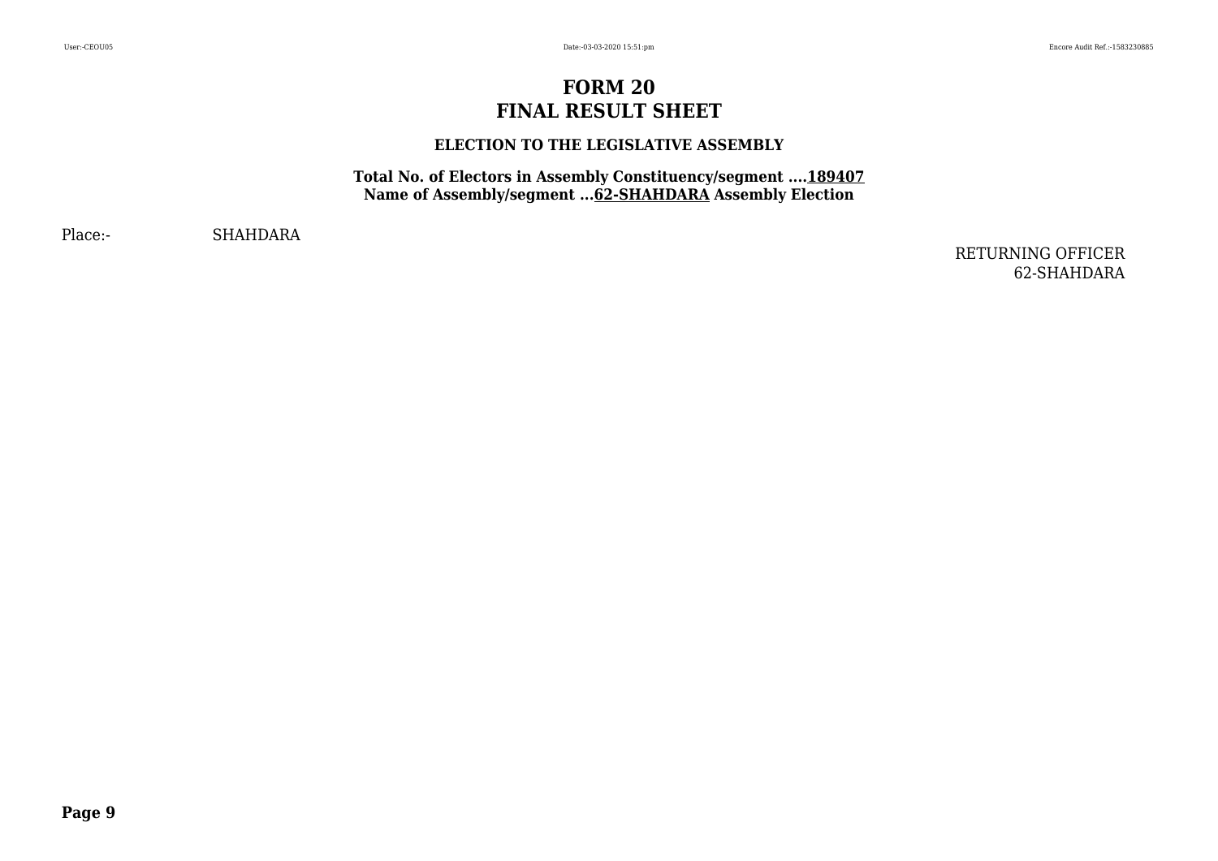# FORM 20
# FINAL RESULT SHEET

### ELECTION TO THE LEGISLATIVE ASSEMBLY

**Total No. of Electors in Assembly Constituency/segment ....189407**
**Name of Assembly/segment ...62-SHAHDARA Assembly Election**

Place:- SHAHDARA

RETURNING OFFICER
62-SHAHDARA